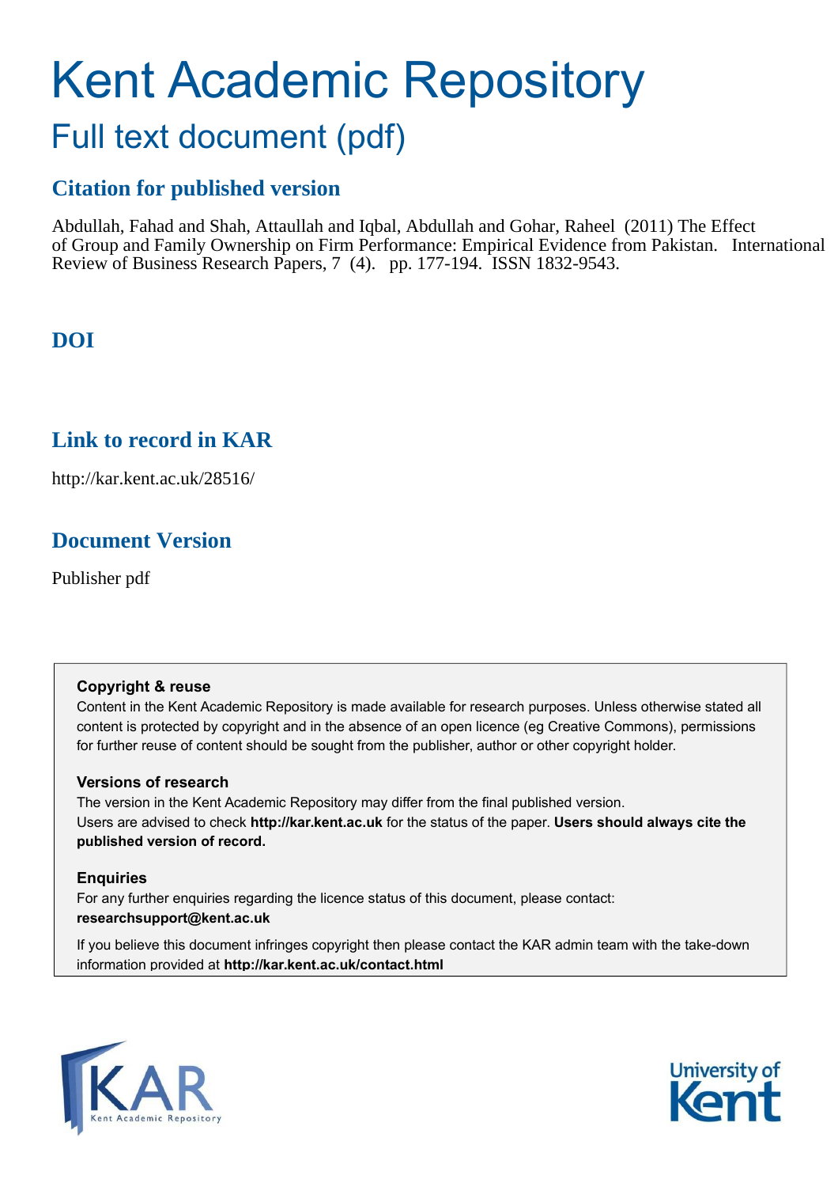# Kent Academic Repository

## Full text document (pdf)

## Citation for published version

Abdullah, Fahad and Shah, Attaullah and Iqbal, Abdullah and Gohar, Raheel (2011) The Effect of Group and Family Ownership on Firm Performance: Empirical Evidence from Pakistan. International Review of Business Research Papers, 7 (4). pp. 177-194. ISSN 1832-9543.

## DOI

## Link to record in KAR

http://kar.kent.ac.uk/28516/

## Document Version

Publisher pdf

### Copyright & reuse

Content in the Kent Academic Repository is made available for research purposes. Unless otherwise stated all content is protected by copyright and in the absence of an open licence (eg Creative Commons), permissions for further reuse of content should be sought from the publisher, author or other copyright holder.

### Versions of research

The version in the Kent Academic Repository may differ from the final published version.
Users are advised to check **http://kar.kent.ac.uk** for the status of the paper. **Users should always cite the published version of record.**

### Enquiries

For any further enquiries regarding the licence status of this document, please contact:
**researchsupport@kent.ac.uk**

If you believe this document infringes copyright then please contact the KAR admin team with the take-down information provided at **http://kar.kent.ac.uk/contact.html**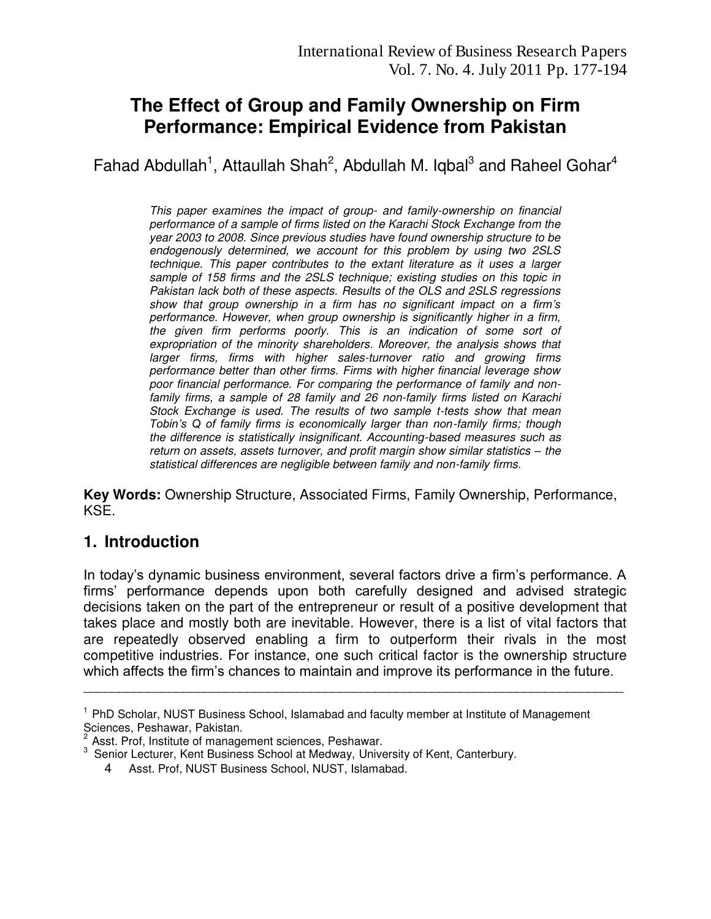# The Effect of Group and Family Ownership on Firm Performance: Empirical Evidence from Pakistan

Fahad Abdullah[1], Attaullah Shah[2], Abdullah M. Iqbal[3] and Raheel Gohar[4]

*This paper examines the impact of group- and family-ownership on financial performance of a sample of firms listed on the Karachi Stock Exchange from the year 2003 to 2008. Since previous studies have found ownership structure to be endogenously determined, we account for this problem by using two 2SLS technique. This paper contributes to the extant literature as it uses a larger sample of 158 firms and the 2SLS technique; existing studies on this topic in Pakistan lack both of these aspects. Results of the OLS and 2SLS regressions show that group ownership in a firm has no significant impact on a firm's performance. However, when group ownership is significantly higher in a firm, the given firm performs poorly. This is an indication of some sort of expropriation of the minority shareholders. Moreover, the analysis shows that larger firms, firms with higher sales-turnover ratio and growing firms performance better than other firms. Firms with higher financial leverage show poor financial performance. For comparing the performance of family and non-family firms, a sample of 28 family and 26 non-family firms listed on Karachi Stock Exchange is used. The results of two sample t-tests show that mean Tobin's Q of family firms is economically larger than non-family firms; though the difference is statistically insignificant. Accounting-based measures such as return on assets, assets turnover, and profit margin show similar statistics – the statistical differences are negligible between family and non-family firms.*

**Key Words:** Ownership Structure, Associated Firms, Family Ownership, Performance, KSE.

## 1. Introduction

In today's dynamic business environment, several factors drive a firm's performance. A firms' performance depends upon both carefully designed and advised strategic decisions taken on the part of the entrepreneur or result of a positive development that takes place and mostly both are inevitable. However, there is a list of vital factors that are repeatedly observed enabling a firm to outperform their rivals in the most competitive industries. For instance, one such critical factor is the ownership structure which affects the firm's chances to maintain and improve its performance in the future.

---

[1] PhD Scholar, NUST Business School, Islamabad and faculty member at Institute of Management Sciences, Peshawar, Pakistan.

[2] Asst. Prof, Institute of management sciences, Peshawar.

[3] Senior Lecturer, Kent Business School at Medway, University of Kent, Canterbury.

[4] Asst. Prof, NUST Business School, NUST, Islamabad.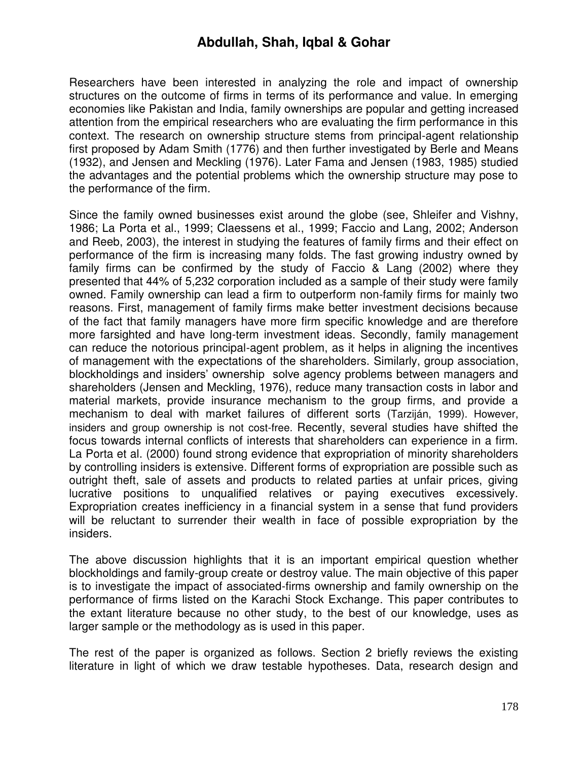Researchers have been interested in analyzing the role and impact of ownership structures on the outcome of firms in terms of its performance and value. In emerging economies like Pakistan and India, family ownerships are popular and getting increased attention from the empirical researchers who are evaluating the firm performance in this context. The research on ownership structure stems from principal-agent relationship first proposed by Adam Smith (1776) and then further investigated by Berle and Means (1932), and Jensen and Meckling (1976). Later Fama and Jensen (1983, 1985) studied the advantages and the potential problems which the ownership structure may pose to the performance of the firm.

Since the family owned businesses exist around the globe (see, Shleifer and Vishny, 1986; La Porta et al., 1999; Claessens et al., 1999; Faccio and Lang, 2002; Anderson and Reeb, 2003), the interest in studying the features of family firms and their effect on performance of the firm is increasing many folds. The fast growing industry owned by family firms can be confirmed by the study of Faccio & Lang (2002) where they presented that 44% of 5,232 corporation included as a sample of their study were family owned. Family ownership can lead a firm to outperform non-family firms for mainly two reasons. First, management of family firms make better investment decisions because of the fact that family managers have more firm specific knowledge and are therefore more farsighted and have long-term investment ideas. Secondly, family management can reduce the notorious principal-agent problem, as it helps in aligning the incentives of management with the expectations of the shareholders. Similarly, group association, blockholdings and insiders' ownership solve agency problems between managers and shareholders (Jensen and Meckling, 1976), reduce many transaction costs in labor and material markets, provide insurance mechanism to the group firms, and provide a mechanism to deal with market failures of different sorts (Tarziján, 1999). However, insiders and group ownership is not cost-free. Recently, several studies have shifted the focus towards internal conflicts of interests that shareholders can experience in a firm. La Porta et al. (2000) found strong evidence that expropriation of minority shareholders by controlling insiders is extensive. Different forms of expropriation are possible such as outright theft, sale of assets and products to related parties at unfair prices, giving lucrative positions to unqualified relatives or paying executives excessively. Expropriation creates inefficiency in a financial system in a sense that fund providers will be reluctant to surrender their wealth in face of possible expropriation by the insiders.

The above discussion highlights that it is an important empirical question whether blockholdings and family-group create or destroy value. The main objective of this paper is to investigate the impact of associated-firms ownership and family ownership on the performance of firms listed on the Karachi Stock Exchange. This paper contributes to the extant literature because no other study, to the best of our knowledge, uses as larger sample or the methodology as is used in this paper.

The rest of the paper is organized as follows. Section 2 briefly reviews the existing literature in light of which we draw testable hypotheses. Data, research design and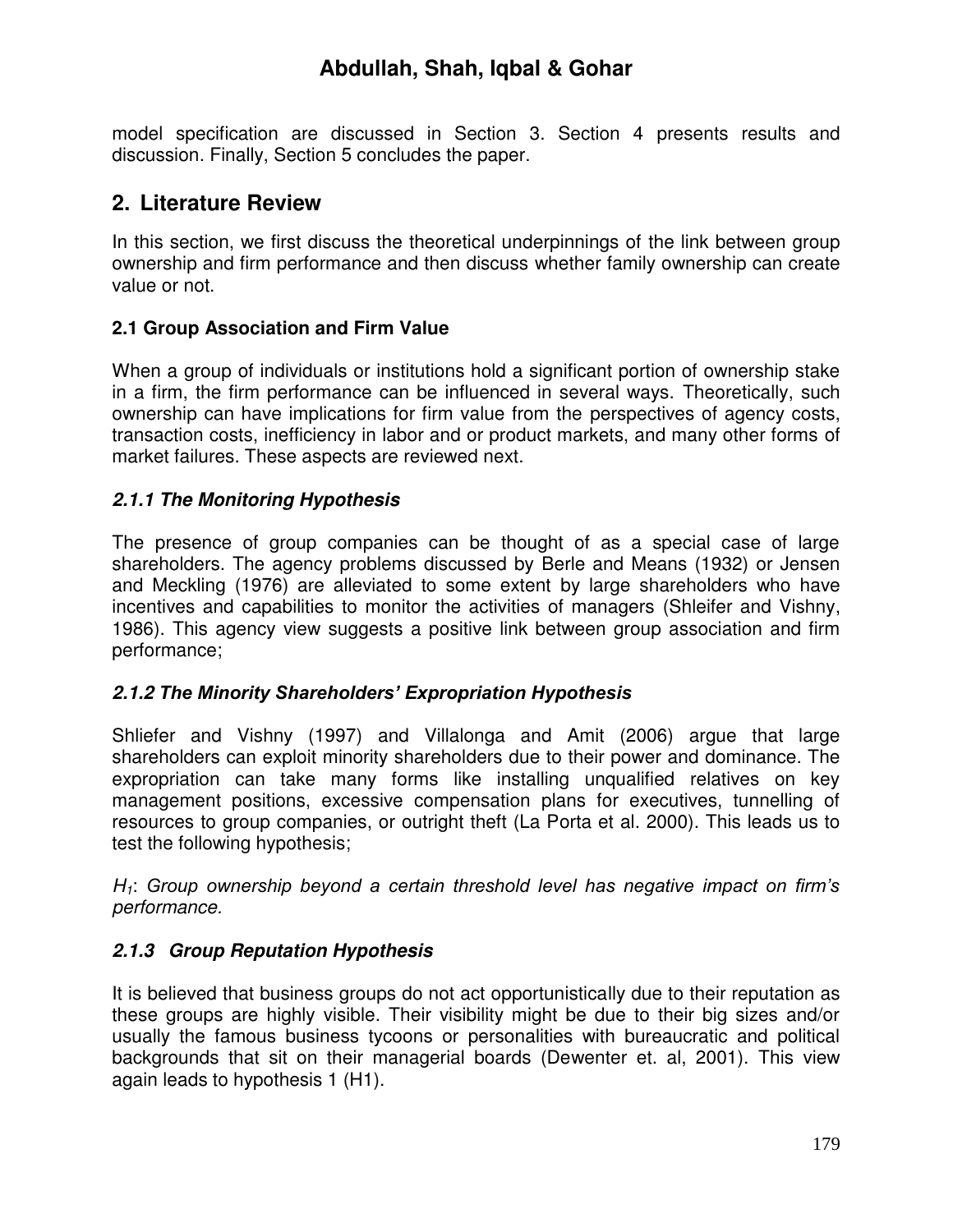model specification are discussed in Section 3. Section 4 presents results and discussion. Finally, Section 5 concludes the paper.

## 2. Literature Review

In this section, we first discuss the theoretical underpinnings of the link between group ownership and firm performance and then discuss whether family ownership can create value or not.

### 2.1 Group Association and Firm Value

When a group of individuals or institutions hold a significant portion of ownership stake in a firm, the firm performance can be influenced in several ways. Theoretically, such ownership can have implications for firm value from the perspectives of agency costs, transaction costs, inefficiency in labor and or product markets, and many other forms of market failures. These aspects are reviewed next.

#### *2.1.1 The Monitoring Hypothesis*

The presence of group companies can be thought of as a special case of large shareholders. The agency problems discussed by Berle and Means (1932) or Jensen and Meckling (1976) are alleviated to some extent by large shareholders who have incentives and capabilities to monitor the activities of managers (Shleifer and Vishny, 1986). This agency view suggests a positive link between group association and firm performance;

#### *2.1.2 The Minority Shareholders' Expropriation Hypothesis*

Shliefer and Vishny (1997) and Villalonga and Amit (2006) argue that large shareholders can exploit minority shareholders due to their power and dominance. The expropriation can take many forms like installing unqualified relatives on key management positions, excessive compensation plans for executives, tunnelling of resources to group companies, or outright theft (La Porta et al. 2000). This leads us to test the following hypothesis;

*$H_1$: Group ownership beyond a certain threshold level has negative impact on firm's performance.*

#### *2.1.3 Group Reputation Hypothesis*

It is believed that business groups do not act opportunistically due to their reputation as these groups are highly visible. Their visibility might be due to their big sizes and/or usually the famous business tycoons or personalities with bureaucratic and political backgrounds that sit on their managerial boards (Dewenter et. al, 2001). This view again leads to hypothesis 1 (H1).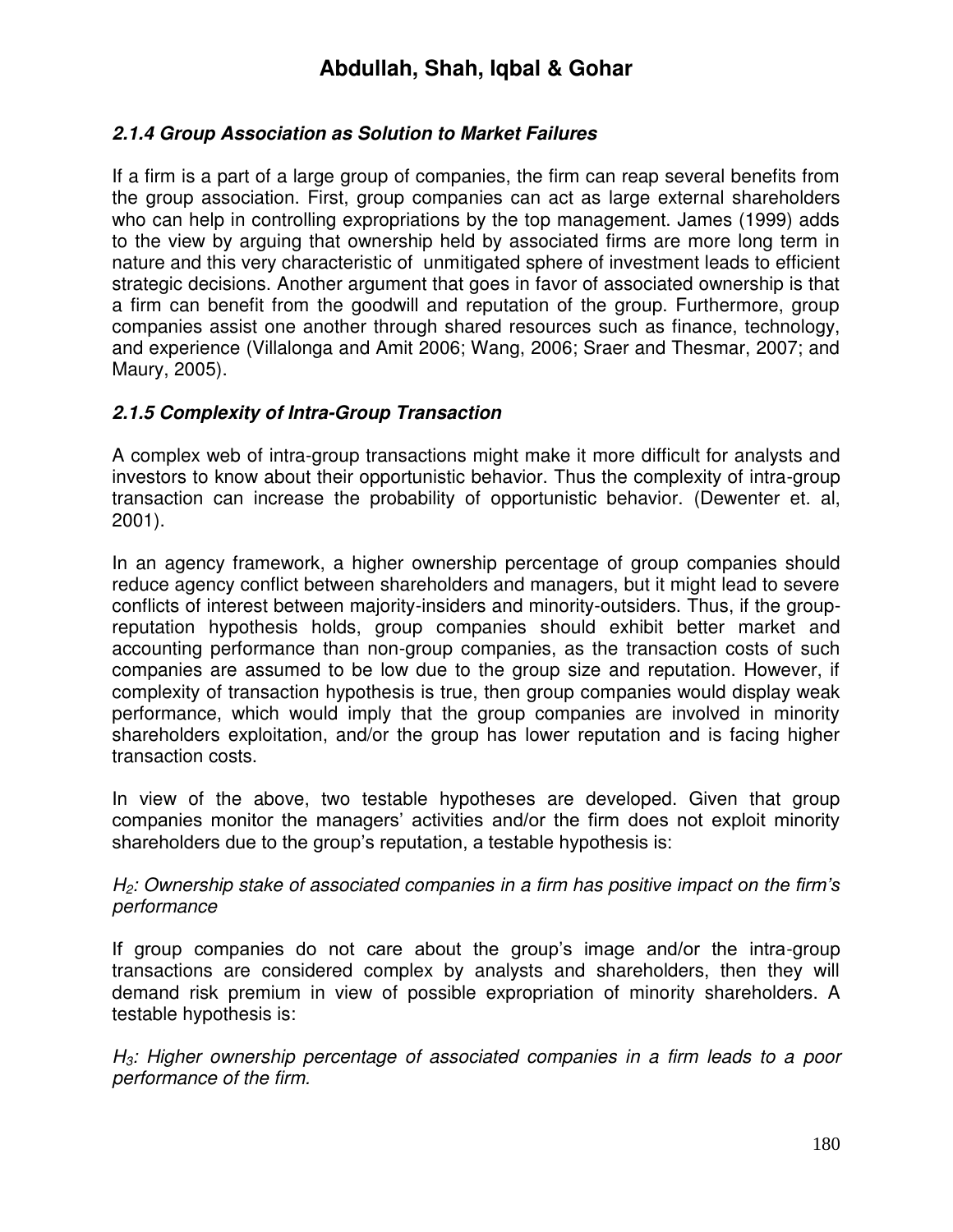### *2.1.4 Group Association as Solution to Market Failures*

If a firm is a part of a large group of companies, the firm can reap several benefits from the group association. First, group companies can act as large external shareholders who can help in controlling expropriations by the top management. James (1999) adds to the view by arguing that ownership held by associated firms are more long term in nature and this very characteristic of unmitigated sphere of investment leads to efficient strategic decisions. Another argument that goes in favor of associated ownership is that a firm can benefit from the goodwill and reputation of the group. Furthermore, group companies assist one another through shared resources such as finance, technology, and experience (Villalonga and Amit 2006; Wang, 2006; Sraer and Thesmar, 2007; and Maury, 2005).

### *2.1.5 Complexity of Intra-Group Transaction*

A complex web of intra-group transactions might make it more difficult for analysts and investors to know about their opportunistic behavior. Thus the complexity of intra-group transaction can increase the probability of opportunistic behavior. (Dewenter et. al, 2001).

In an agency framework, a higher ownership percentage of group companies should reduce agency conflict between shareholders and managers, but it might lead to severe conflicts of interest between majority-insiders and minority-outsiders. Thus, if the group-reputation hypothesis holds, group companies should exhibit better market and accounting performance than non-group companies, as the transaction costs of such companies are assumed to be low due to the group size and reputation. However, if complexity of transaction hypothesis is true, then group companies would display weak performance, which would imply that the group companies are involved in minority shareholders exploitation, and/or the group has lower reputation and is facing higher transaction costs.

In view of the above, two testable hypotheses are developed. Given that group companies monitor the managers' activities and/or the firm does not exploit minority shareholders due to the group's reputation, a testable hypothesis is:

*$H_2$: Ownership stake of associated companies in a firm has positive impact on the firm's performance*

If group companies do not care about the group's image and/or the intra-group transactions are considered complex by analysts and shareholders, then they will demand risk premium in view of possible expropriation of minority shareholders. A testable hypothesis is:

*$H_3$: Higher ownership percentage of associated companies in a firm leads to a poor performance of the firm.*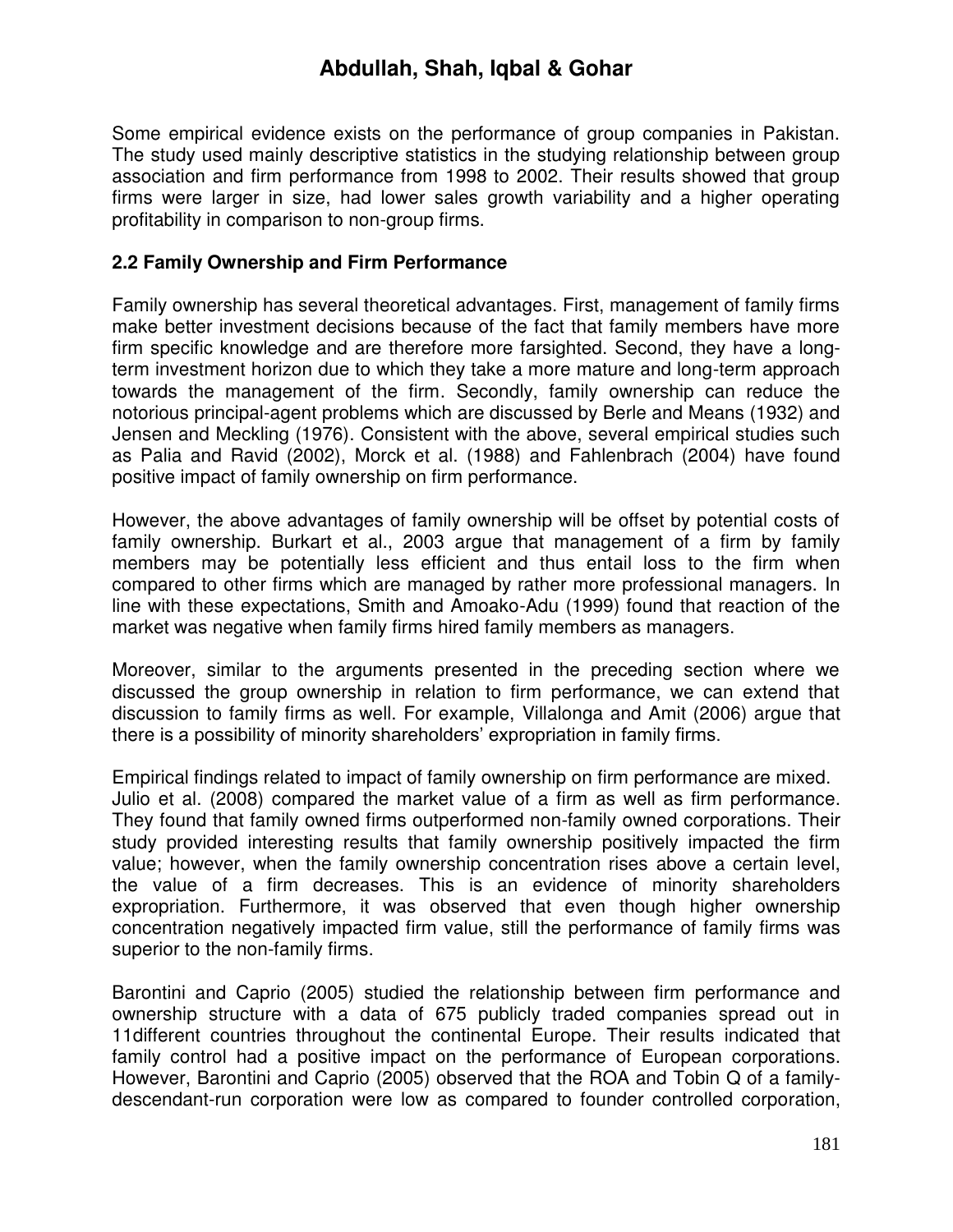Some empirical evidence exists on the performance of group companies in Pakistan. The study used mainly descriptive statistics in the studying relationship between group association and firm performance from 1998 to 2002. Their results showed that group firms were larger in size, had lower sales growth variability and a higher operating profitability in comparison to non-group firms.

### 2.2 Family Ownership and Firm Performance

Family ownership has several theoretical advantages. First, management of family firms make better investment decisions because of the fact that family members have more firm specific knowledge and are therefore more farsighted. Second, they have a long-term investment horizon due to which they take a more mature and long-term approach towards the management of the firm. Secondly, family ownership can reduce the notorious principal-agent problems which are discussed by Berle and Means (1932) and Jensen and Meckling (1976). Consistent with the above, several empirical studies such as Palia and Ravid (2002), Morck et al. (1988) and Fahlenbrach (2004) have found positive impact of family ownership on firm performance.

However, the above advantages of family ownership will be offset by potential costs of family ownership. Burkart et al., 2003 argue that management of a firm by family members may be potentially less efficient and thus entail loss to the firm when compared to other firms which are managed by rather more professional managers. In line with these expectations, Smith and Amoako-Adu (1999) found that reaction of the market was negative when family firms hired family members as managers.

Moreover, similar to the arguments presented in the preceding section where we discussed the group ownership in relation to firm performance, we can extend that discussion to family firms as well. For example, Villalonga and Amit (2006) argue that there is a possibility of minority shareholders' expropriation in family firms.

Empirical findings related to impact of family ownership on firm performance are mixed. Julio et al. (2008) compared the market value of a firm as well as firm performance. They found that family owned firms outperformed non-family owned corporations. Their study provided interesting results that family ownership positively impacted the firm value; however, when the family ownership concentration rises above a certain level, the value of a firm decreases. This is an evidence of minority shareholders expropriation. Furthermore, it was observed that even though higher ownership concentration negatively impacted firm value, still the performance of family firms was superior to the non-family firms.

Barontini and Caprio (2005) studied the relationship between firm performance and ownership structure with a data of 675 publicly traded companies spread out in 11different countries throughout the continental Europe. Their results indicated that family control had a positive impact on the performance of European corporations. However, Barontini and Caprio (2005) observed that the ROA and Tobin Q of a family-descendant-run corporation were low as compared to founder controlled corporation,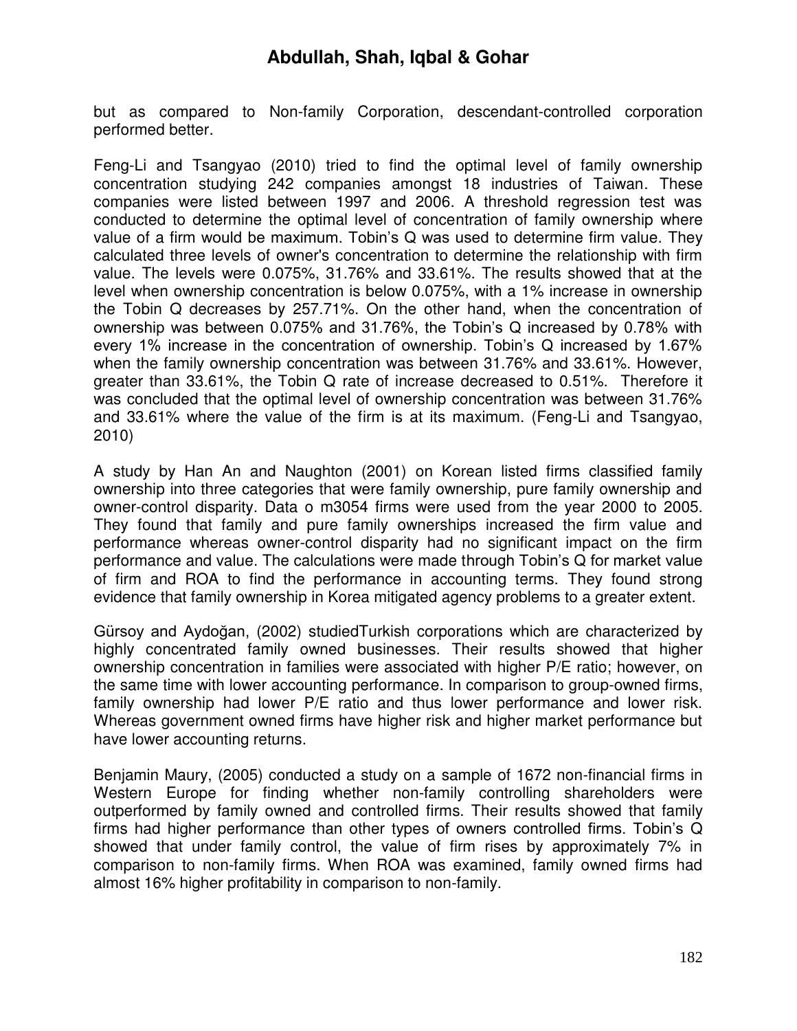but as compared to Non-family Corporation, descendant-controlled corporation performed better.

Feng-Li and Tsangyao (2010) tried to find the optimal level of family ownership concentration studying 242 companies amongst 18 industries of Taiwan. These companies were listed between 1997 and 2006. A threshold regression test was conducted to determine the optimal level of concentration of family ownership where value of a firm would be maximum. Tobin's Q was used to determine firm value. They calculated three levels of owner's concentration to determine the relationship with firm value. The levels were 0.075%, 31.76% and 33.61%. The results showed that at the level when ownership concentration is below 0.075%, with a 1% increase in ownership the Tobin Q decreases by 257.71%. On the other hand, when the concentration of ownership was between 0.075% and 31.76%, the Tobin's Q increased by 0.78% with every 1% increase in the concentration of ownership. Tobin's Q increased by 1.67% when the family ownership concentration was between 31.76% and 33.61%. However, greater than 33.61%, the Tobin Q rate of increase decreased to 0.51%. Therefore it was concluded that the optimal level of ownership concentration was between 31.76% and 33.61% where the value of the firm is at its maximum. (Feng-Li and Tsangyao, 2010)

A study by Han An and Naughton (2001) on Korean listed firms classified family ownership into three categories that were family ownership, pure family ownership and owner-control disparity. Data o m3054 firms were used from the year 2000 to 2005. They found that family and pure family ownerships increased the firm value and performance whereas owner-control disparity had no significant impact on the firm performance and value. The calculations were made through Tobin's Q for market value of firm and ROA to find the performance in accounting terms. They found strong evidence that family ownership in Korea mitigated agency problems to a greater extent.

Gürsoy and Aydoğan, (2002) studiedTurkish corporations which are characterized by highly concentrated family owned businesses. Their results showed that higher ownership concentration in families were associated with higher P/E ratio; however, on the same time with lower accounting performance. In comparison to group-owned firms, family ownership had lower P/E ratio and thus lower performance and lower risk. Whereas government owned firms have higher risk and higher market performance but have lower accounting returns.

Benjamin Maury, (2005) conducted a study on a sample of 1672 non-financial firms in Western Europe for finding whether non-family controlling shareholders were outperformed by family owned and controlled firms. Their results showed that family firms had higher performance than other types of owners controlled firms. Tobin's Q showed that under family control, the value of firm rises by approximately 7% in comparison to non-family firms. When ROA was examined, family owned firms had almost 16% higher profitability in comparison to non-family.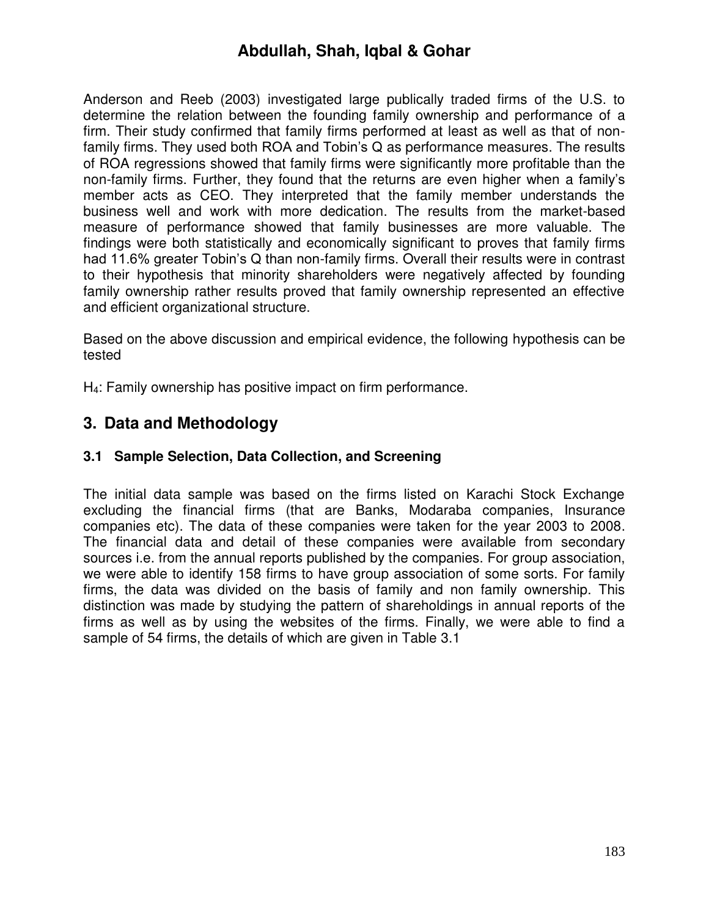Anderson and Reeb (2003) investigated large publically traded firms of the U.S. to determine the relation between the founding family ownership and performance of a firm. Their study confirmed that family firms performed at least as well as that of non-family firms. They used both ROA and Tobin's Q as performance measures. The results of ROA regressions showed that family firms were significantly more profitable than the non-family firms. Further, they found that the returns are even higher when a family's member acts as CEO. They interpreted that the family member understands the business well and work with more dedication. The results from the market-based measure of performance showed that family businesses are more valuable. The findings were both statistically and economically significant to proves that family firms had 11.6% greater Tobin's Q than non-family firms. Overall their results were in contrast to their hypothesis that minority shareholders were negatively affected by founding family ownership rather results proved that family ownership represented an effective and efficient organizational structure.

Based on the above discussion and empirical evidence, the following hypothesis can be tested

$H_4$: Family ownership has positive impact on firm performance.

## 3. Data and Methodology

### 3.1 Sample Selection, Data Collection, and Screening

The initial data sample was based on the firms listed on Karachi Stock Exchange excluding the financial firms (that are Banks, Modaraba companies, Insurance companies etc). The data of these companies were taken for the year 2003 to 2008. The financial data and detail of these companies were available from secondary sources i.e. from the annual reports published by the companies. For group association, we were able to identify 158 firms to have group association of some sorts. For family firms, the data was divided on the basis of family and non family ownership. This distinction was made by studying the pattern of shareholdings in annual reports of the firms as well as by using the websites of the firms. Finally, we were able to find a sample of 54 firms, the details of which are given in Table 3.1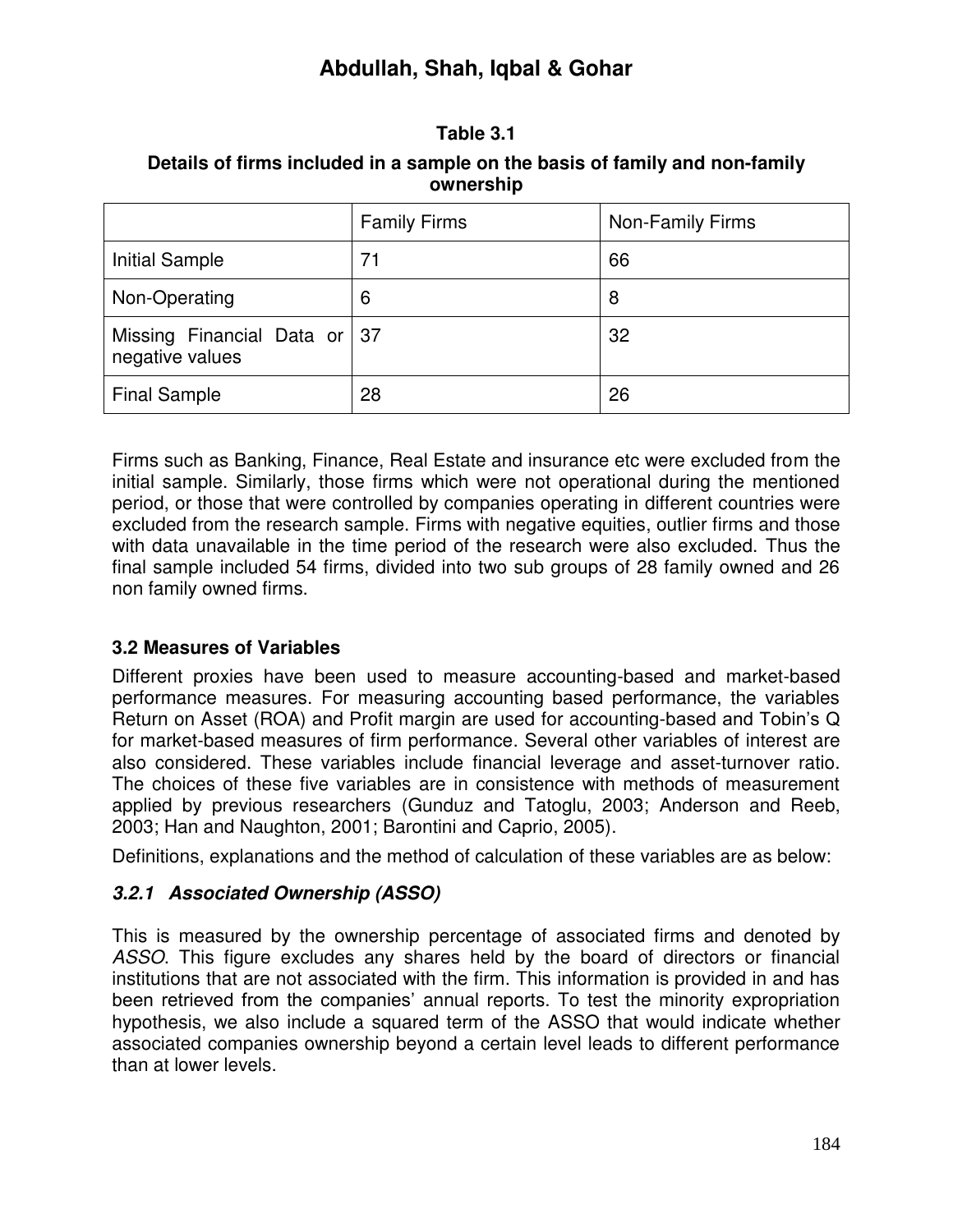**Table 3.1**

**Details of firms included in a sample on the basis of family and non-family ownership**

| | Family Firms | Non-Family Firms |
|---|---|---|
| Initial Sample | 71 | 66 |
| Non-Operating | 6 | 8 |
| Missing Financial Data or negative values | 37 | 32 |
| Final Sample | 28 | 26 |

Firms such as Banking, Finance, Real Estate and insurance etc were excluded from the initial sample. Similarly, those firms which were not operational during the mentioned period, or those that were controlled by companies operating in different countries were excluded from the research sample. Firms with negative equities, outlier firms and those with data unavailable in the time period of the research were also excluded. Thus the final sample included 54 firms, divided into two sub groups of 28 family owned and 26 non family owned firms.

### 3.2 Measures of Variables

Different proxies have been used to measure accounting-based and market-based performance measures. For measuring accounting based performance, the variables Return on Asset (ROA) and Profit margin are used for accounting-based and Tobin's Q for market-based measures of firm performance. Several other variables of interest are also considered. These variables include financial leverage and asset-turnover ratio. The choices of these five variables are in consistence with methods of measurement applied by previous researchers (Gunduz and Tatoglu, 2003; Anderson and Reeb, 2003; Han and Naughton, 2001; Barontini and Caprio, 2005).

Definitions, explanations and the method of calculation of these variables are as below:

#### *3.2.1 Associated Ownership (ASSO)*

This is measured by the ownership percentage of associated firms and denoted by *ASSO*. This figure excludes any shares held by the board of directors or financial institutions that are not associated with the firm. This information is provided in and has been retrieved from the companies' annual reports. To test the minority expropriation hypothesis, we also include a squared term of the ASSO that would indicate whether associated companies ownership beyond a certain level leads to different performance than at lower levels.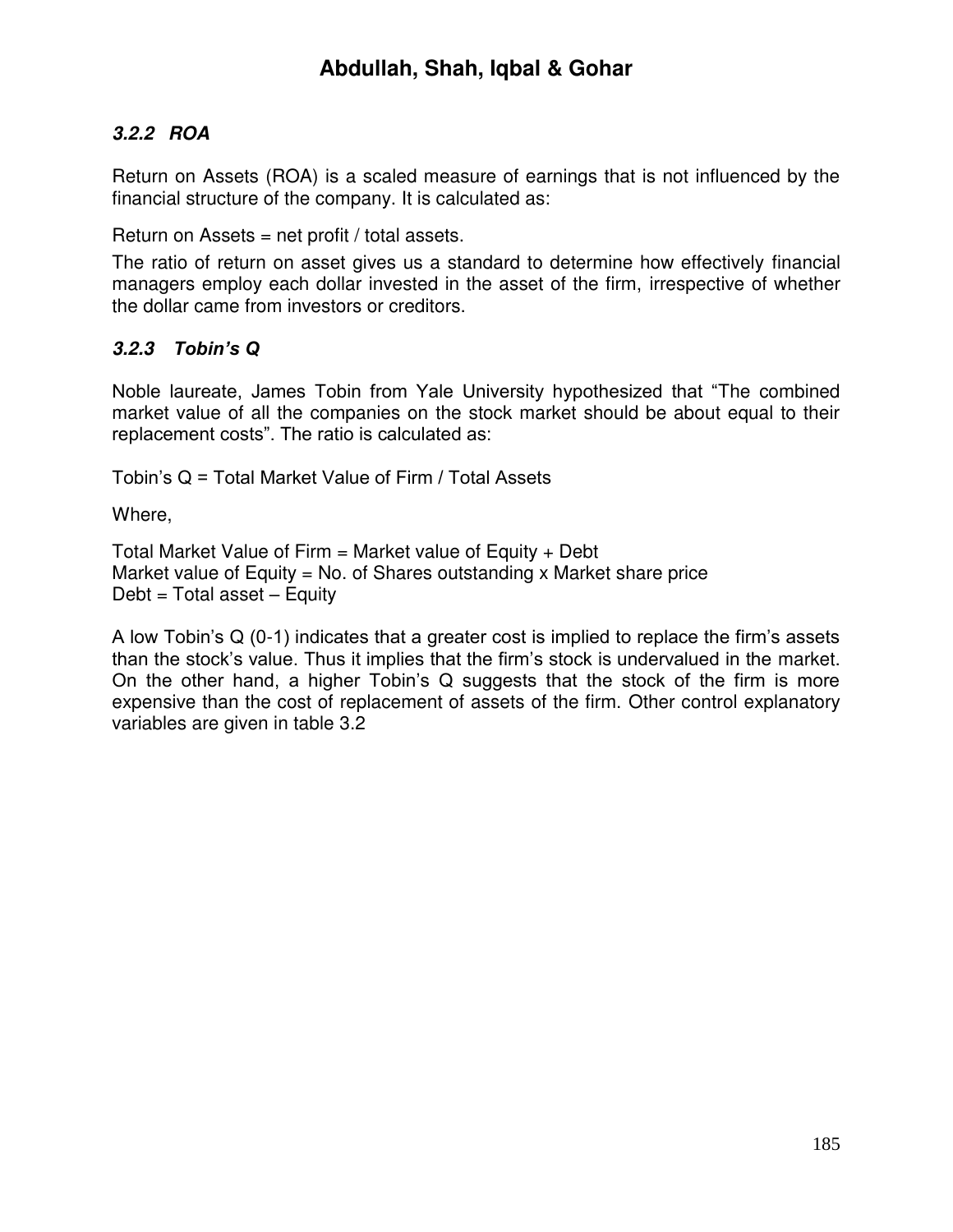### *3.2.2 ROA*

Return on Assets (ROA) is a scaled measure of earnings that is not influenced by the financial structure of the company. It is calculated as:

Return on Assets = net profit / total assets.

The ratio of return on asset gives us a standard to determine how effectively financial managers employ each dollar invested in the asset of the firm, irrespective of whether the dollar came from investors or creditors.

### *3.2.3 Tobin's Q*

Noble laureate, James Tobin from Yale University hypothesized that "The combined market value of all the companies on the stock market should be about equal to their replacement costs". The ratio is calculated as:

Tobin's Q = Total Market Value of Firm / Total Assets

Where,

Total Market Value of Firm = Market value of Equity + Debt
Market value of Equity = No. of Shares outstanding x Market share price
Debt = Total asset – Equity

A low Tobin's Q (0-1) indicates that a greater cost is implied to replace the firm's assets than the stock's value. Thus it implies that the firm's stock is undervalued in the market. On the other hand, a higher Tobin's Q suggests that the stock of the firm is more expensive than the cost of replacement of assets of the firm. Other control explanatory variables are given in table 3.2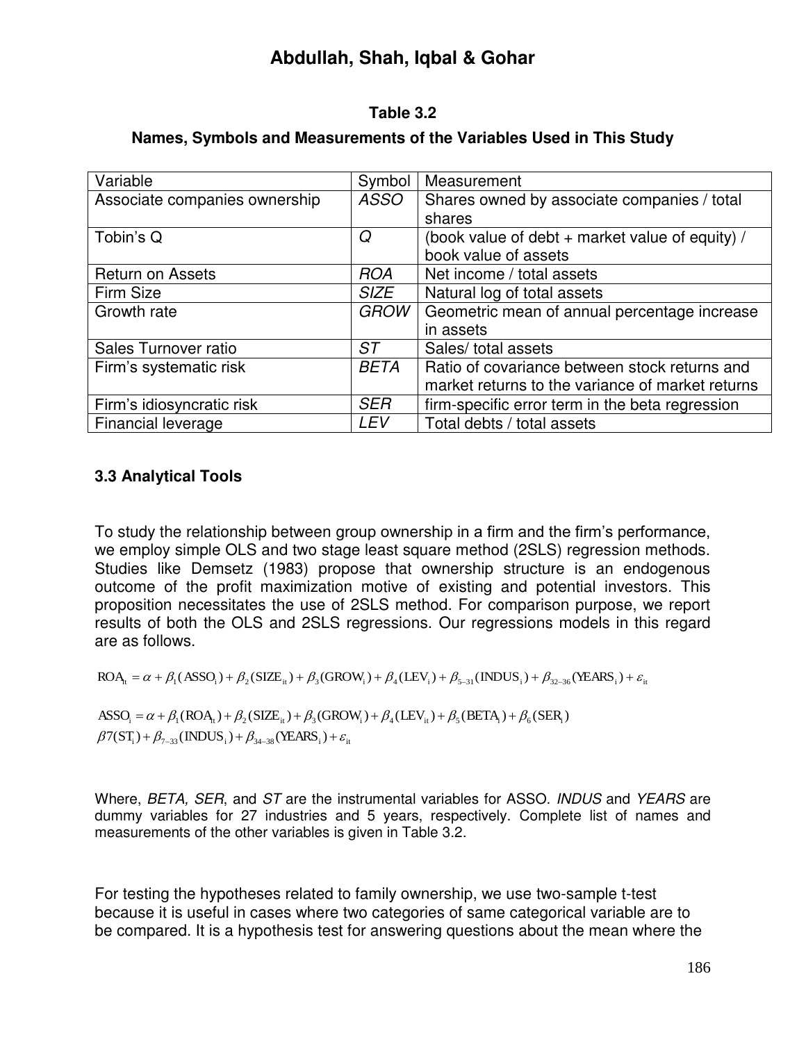**Table 3.2**

**Names, Symbols and Measurements of the Variables Used in This Study**

| Variable | Symbol | Measurement |
|---|---|---|
| Associate companies ownership | *ASSO* | Shares owned by associate companies / total shares |
| Tobin's Q | *Q* | (book value of debt + market value of equity) / book value of assets |
| Return on Assets | *ROA* | Net income / total assets |
| Firm Size | *SIZE* | Natural log of total assets |
| Growth rate | *GROW* | Geometric mean of annual percentage increase in assets |
| Sales Turnover ratio | *ST* | Sales/ total assets |
| Firm's systematic risk | *BETA* | Ratio of covariance between stock returns and market returns to the variance of market returns |
| Firm's idiosyncratic risk | *SER* | firm-specific error term in the beta regression |
| Financial leverage | *LEV* | Total debts / total assets |

### 3.3 Analytical Tools

To study the relationship between group ownership in a firm and the firm's performance, we employ simple OLS and two stage least square method (2SLS) regression methods. Studies like Demsetz (1983) propose that ownership structure is an endogenous outcome of the profit maximization motive of existing and potential investors. This proposition necessitates the use of 2SLS method. For comparison purpose, we report results of both the OLS and 2SLS regressions. Our regressions models in this regard are as follows.

$$ROA_{it} = \alpha + \beta_1(ASSO_i) + \beta_2(SIZE_{it}) + \beta_3(GROW_i) + \beta_4(LEV_i) + \beta_{5-31}(INDUS_i) + \beta_{32-36}(YEARS_i) + \varepsilon_{it}$$

$$ASSO_i = \alpha + \beta_1(ROA_{it}) + \beta_2(SIZE_{it}) + \beta_3(GROW_i) + \beta_4(LEV_{it}) + \beta_5(BETA_i) + \beta_6(SER_i)$$
$$\beta 7(ST_i) + \beta_{7-33}(INDUS_i) + \beta_{34-38}(YEARS_i) + \varepsilon_{it}$$

Where, *BETA, SER*, and *ST* are the instrumental variables for ASSO. *INDUS* and *YEARS* are dummy variables for 27 industries and 5 years, respectively. Complete list of names and measurements of the other variables is given in Table 3.2.

For testing the hypotheses related to family ownership, we use two-sample t-test because it is useful in cases where two categories of same categorical variable are to be compared. It is a hypothesis test for answering questions about the mean where the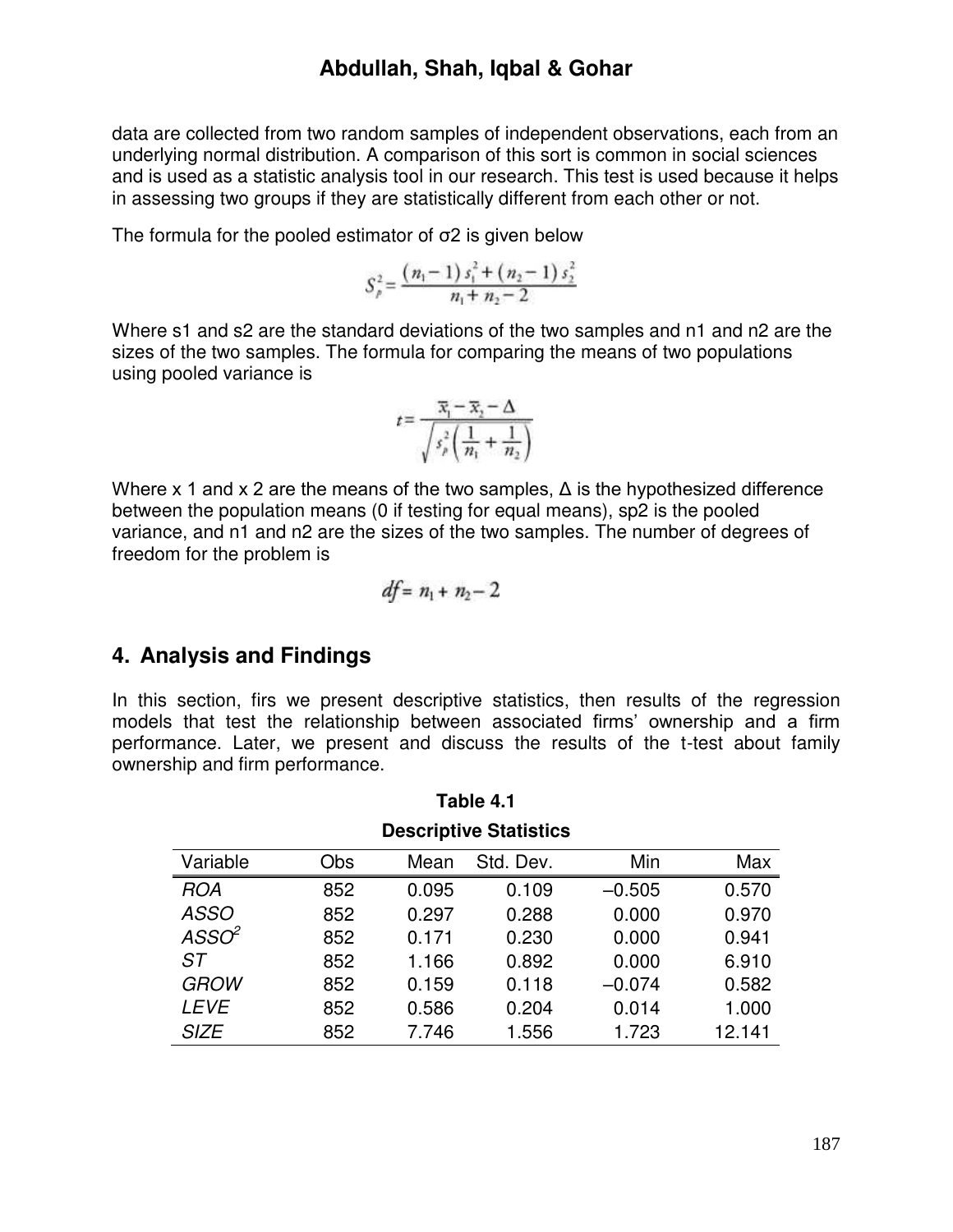data are collected from two random samples of independent observations, each from an underlying normal distribution. A comparison of this sort is common in social sciences and is used as a statistic analysis tool in our research. This test is used because it helps in assessing two groups if they are statistically different from each other or not.

The formula for the pooled estimator of σ2 is given below

$$S_p^2 = \frac{(n_1 - 1)\, s_1^2 + (n_2 - 1)\, s_2^2}{n_1 + n_2 - 2}$$

Where s1 and s2 are the standard deviations of the two samples and n1 and n2 are the sizes of the two samples. The formula for comparing the means of two populations using pooled variance is

$$t = \frac{\bar{x}_1 - \bar{x}_2 - \Delta}{\sqrt{s_p^2\left(\frac{1}{n_1} + \frac{1}{n_2}\right)}}$$

Where x 1 and x 2 are the means of the two samples, Δ is the hypothesized difference between the population means (0 if testing for equal means), sp2 is the pooled variance, and n1 and n2 are the sizes of the two samples. The number of degrees of freedom for the problem is

$$df = n_1 + n_2 - 2$$

## 4. Analysis and Findings

In this section, firs we present descriptive statistics, then results of the regression models that test the relationship between associated firms' ownership and a firm performance. Later, we present and discuss the results of the t-test about family ownership and firm performance.

**Table 4.1**

**Descriptive Statistics**

| Variable | Obs | Mean | Std. Dev. | Min | Max |
|---|---|---|---|---|---|
| *ROA* | 852 | 0.095 | 0.109 | –0.505 | 0.570 |
| *ASSO* | 852 | 0.297 | 0.288 | 0.000 | 0.970 |
| *ASSO*$^2$ | 852 | 0.171 | 0.230 | 0.000 | 0.941 |
| *ST* | 852 | 1.166 | 0.892 | 0.000 | 6.910 |
| *GROW* | 852 | 0.159 | 0.118 | –0.074 | 0.582 |
| *LEVE* | 852 | 0.586 | 0.204 | 0.014 | 1.000 |
| *SIZE* | 852 | 7.746 | 1.556 | 1.723 | 12.141 |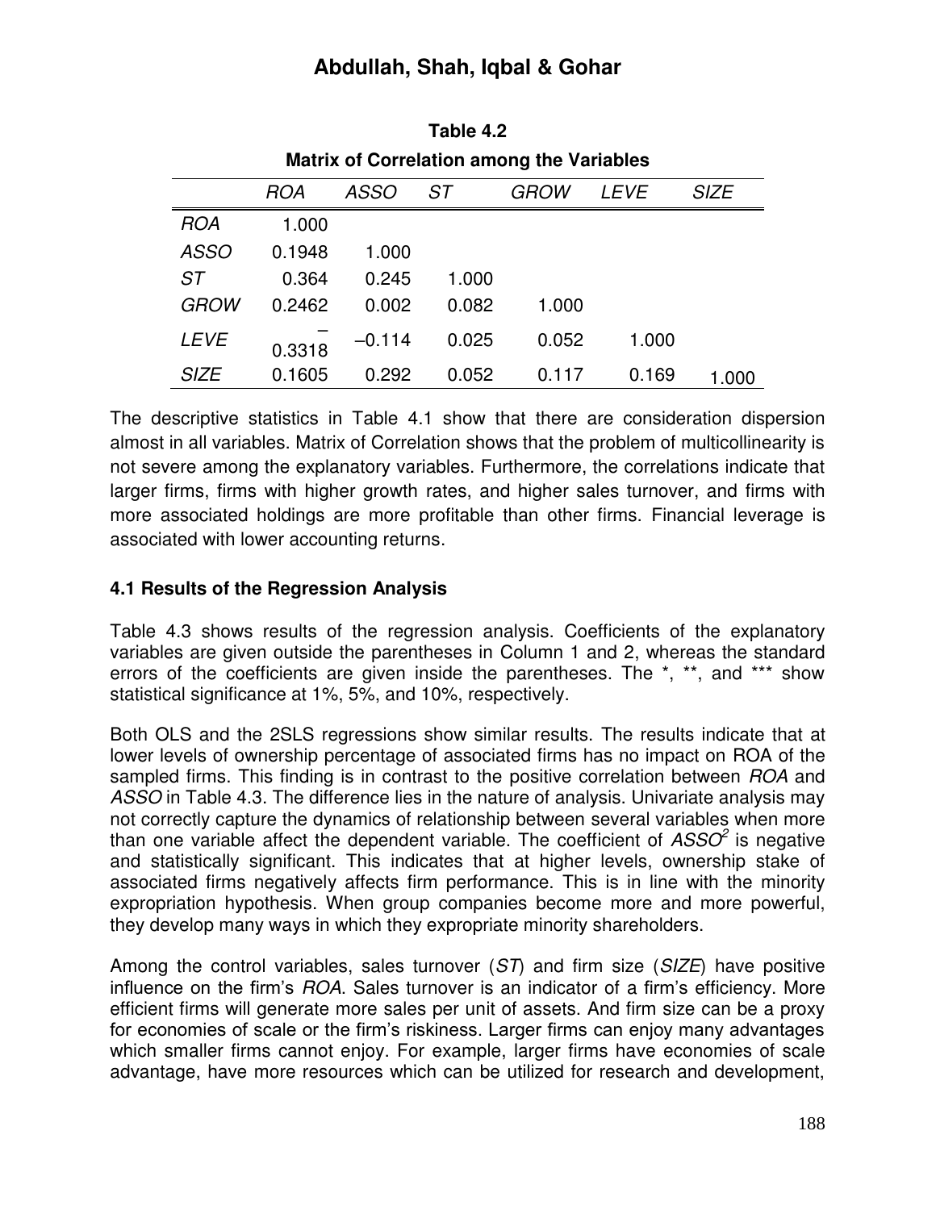**Table 4.2**

**Matrix of Correlation among the Variables**

| | *ROA* | *ASSO* | *ST* | *GROW* | *LEVE* | *SIZE* |
|---|---|---|---|---|---|---|
| *ROA* | 1.000 | | | | | |
| *ASSO* | 0.1948 | 1.000 | | | | |
| *ST* | 0.364 | 0.245 | 1.000 | | | |
| *GROW* | 0.2462 | 0.002 | 0.082 | 1.000 | | |
| *LEVE* | –0.3318 | –0.114 | 0.025 | 0.052 | 1.000 | |
| *SIZE* | 0.1605 | 0.292 | 0.052 | 0.117 | 0.169 | 1.000 |

The descriptive statistics in Table 4.1 show that there are consideration dispersion almost in all variables. Matrix of Correlation shows that the problem of multicollinearity is not severe among the explanatory variables. Furthermore, the correlations indicate that larger firms, firms with higher growth rates, and higher sales turnover, and firms with more associated holdings are more profitable than other firms. Financial leverage is associated with lower accounting returns.

### 4.1 Results of the Regression Analysis

Table 4.3 shows results of the regression analysis. Coefficients of the explanatory variables are given outside the parentheses in Column 1 and 2, whereas the standard errors of the coefficients are given inside the parentheses. The *, **, and *** show statistical significance at 1%, 5%, and 10%, respectively.

Both OLS and the 2SLS regressions show similar results. The results indicate that at lower levels of ownership percentage of associated firms has no impact on ROA of the sampled firms. This finding is in contrast to the positive correlation between *ROA* and *ASSO* in Table 4.3. The difference lies in the nature of analysis. Univariate analysis may not correctly capture the dynamics of relationship between several variables when more than one variable affect the dependent variable. The coefficient of $ASSO^2$ is negative and statistically significant. This indicates that at higher levels, ownership stake of associated firms negatively affects firm performance. This is in line with the minority expropriation hypothesis. When group companies become more and more powerful, they develop many ways in which they expropriate minority shareholders.

Among the control variables, sales turnover (*ST*) and firm size (*SIZE*) have positive influence on the firm's *ROA*. Sales turnover is an indicator of a firm's efficiency. More efficient firms will generate more sales per unit of assets. And firm size can be a proxy for economies of scale or the firm's riskiness. Larger firms can enjoy many advantages which smaller firms cannot enjoy. For example, larger firms have economies of scale advantage, have more resources which can be utilized for research and development,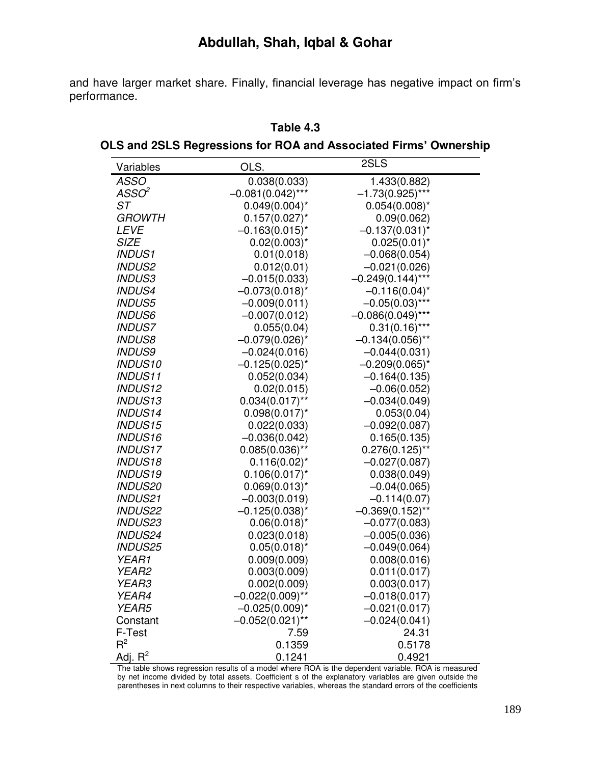and have larger market share. Finally, financial leverage has negative impact on firm's performance.

**Table 4.3**

**OLS and 2SLS Regressions for ROA and Associated Firms' Ownership**

| Variables | OLS. | 2SLS |
|---|---|---|
| *ASSO* | 0.038(0.033) | 1.433(0.882) |
| *ASSO²* | –0.081(0.042)*** | –1.73(0.925)*** |
| *ST* | 0.049(0.004)* | 0.054(0.008)* |
| *GROWTH* | 0.157(0.027)* | 0.09(0.062) |
| *LEVE* | –0.163(0.015)* | –0.137(0.031)* |
| *SIZE* | 0.02(0.003)* | 0.025(0.01)* |
| *INDUS1* | 0.01(0.018) | –0.068(0.054) |
| *INDUS2* | 0.012(0.01) | –0.021(0.026) |
| *INDUS3* | –0.015(0.033) | –0.249(0.144)*** |
| *INDUS4* | –0.073(0.018)* | –0.116(0.04)* |
| *INDUS5* | –0.009(0.011) | –0.05(0.03)*** |
| *INDUS6* | –0.007(0.012) | –0.086(0.049)*** |
| *INDUS7* | 0.055(0.04) | 0.31(0.16)*** |
| *INDUS8* | –0.079(0.026)* | –0.134(0.056)** |
| *INDUS9* | –0.024(0.016) | –0.044(0.031) |
| *INDUS10* | –0.125(0.025)* | –0.209(0.065)* |
| *INDUS11* | 0.052(0.034) | –0.164(0.135) |
| *INDUS12* | 0.02(0.015) | –0.06(0.052) |
| *INDUS13* | 0.034(0.017)** | –0.034(0.049) |
| *INDUS14* | 0.098(0.017)* | 0.053(0.04) |
| *INDUS15* | 0.022(0.033) | –0.092(0.087) |
| *INDUS16* | –0.036(0.042) | 0.165(0.135) |
| *INDUS17* | 0.085(0.036)** | 0.276(0.125)** |
| *INDUS18* | 0.116(0.02)* | –0.027(0.087) |
| *INDUS19* | 0.106(0.017)* | 0.038(0.049) |
| *INDUS20* | 0.069(0.013)* | –0.04(0.065) |
| *INDUS21* | –0.003(0.019) | –0.114(0.07) |
| *INDUS22* | –0.125(0.038)* | –0.369(0.152)** |
| *INDUS23* | 0.06(0.018)* | –0.077(0.083) |
| *INDUS24* | 0.023(0.018) | –0.005(0.036) |
| *INDUS25* | 0.05(0.018)* | –0.049(0.064) |
| *YEAR1* | 0.009(0.009) | 0.008(0.016) |
| *YEAR2* | 0.003(0.009) | 0.011(0.017) |
| *YEAR3* | 0.002(0.009) | 0.003(0.017) |
| *YEAR4* | –0.022(0.009)** | –0.018(0.017) |
| *YEAR5* | –0.025(0.009)* | –0.021(0.017) |
| Constant | –0.052(0.021)** | –0.024(0.041) |
| F-Test | 7.59 | 24.31 |
| $R^2$ | 0.1359 | 0.5178 |
| Adj. $R^2$ | 0.1241 | 0.4921 |

The table shows regression results of a model where ROA is the dependent variable. ROA is measured by net income divided by total assets. Coefficient s of the explanatory variables are given outside the parentheses in next columns to their respective variables, whereas the standard errors of the coefficients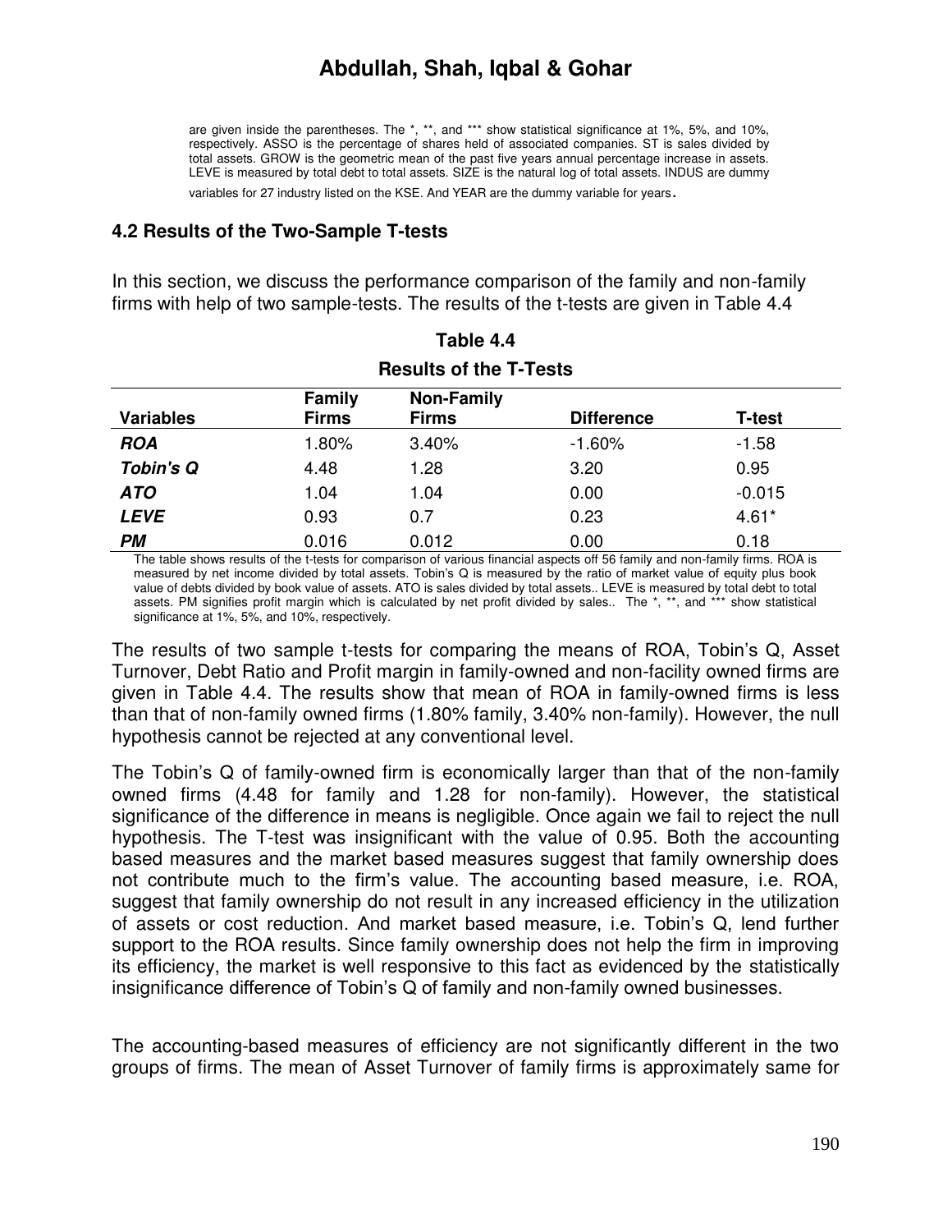are given inside the parentheses. The *, **, and *** show statistical significance at 1%, 5%, and 10%, respectively. ASSO is the percentage of shares held of associated companies. ST is sales divided by total assets. GROW is the geometric mean of the past five years annual percentage increase in assets. LEVE is measured by total debt to total assets. SIZE is the natural log of total assets. INDUS are dummy variables for 27 industry listed on the KSE. And YEAR are the dummy variable for years.

### 4.2 Results of the Two-Sample T-tests

In this section, we discuss the performance comparison of the family and non-family firms with help of two sample-tests. The results of the t-tests are given in Table 4.4

**Table 4.4**

**Results of the T-Tests**

| Variables | Family Firms | Non-Family Firms | Difference | T-test |
|---|---|---|---|---|
| ***ROA*** | 1.80% | 3.40% | -1.60% | -1.58 |
| ***Tobin's Q*** | 4.48 | 1.28 | 3.20 | 0.95 |
| ***ATO*** | 1.04 | 1.04 | 0.00 | -0.015 |
| ***LEVE*** | 0.93 | 0.7 | 0.23 | 4.61* |
| ***PM*** | 0.016 | 0.012 | 0.00 | 0.18 |

The table shows results of the t-tests for comparison of various financial aspects off 56 family and non-family firms. ROA is measured by net income divided by total assets. Tobin's Q is measured by the ratio of market value of equity plus book value of debts divided by book value of assets. ATO is sales divided by total assets.. LEVE is measured by total debt to total assets. PM signifies profit margin which is calculated by net profit divided by sales.. The *, **, and *** show statistical significance at 1%, 5%, and 10%, respectively.

The results of two sample t-tests for comparing the means of ROA, Tobin's Q, Asset Turnover, Debt Ratio and Profit margin in family-owned and non-facility owned firms are given in Table 4.4. The results show that mean of ROA in family-owned firms is less than that of non-family owned firms (1.80% family, 3.40% non-family). However, the null hypothesis cannot be rejected at any conventional level.

The Tobin's Q of family-owned firm is economically larger than that of the non-family owned firms (4.48 for family and 1.28 for non-family). However, the statistical significance of the difference in means is negligible. Once again we fail to reject the null hypothesis. The T-test was insignificant with the value of 0.95. Both the accounting based measures and the market based measures suggest that family ownership does not contribute much to the firm's value. The accounting based measure, i.e. ROA, suggest that family ownership do not result in any increased efficiency in the utilization of assets or cost reduction. And market based measure, i.e. Tobin's Q, lend further support to the ROA results. Since family ownership does not help the firm in improving its efficiency, the market is well responsive to this fact as evidenced by the statistically insignificance difference of Tobin's Q of family and non-family owned businesses.

The accounting-based measures of efficiency are not significantly different in the two groups of firms. The mean of Asset Turnover of family firms is approximately same for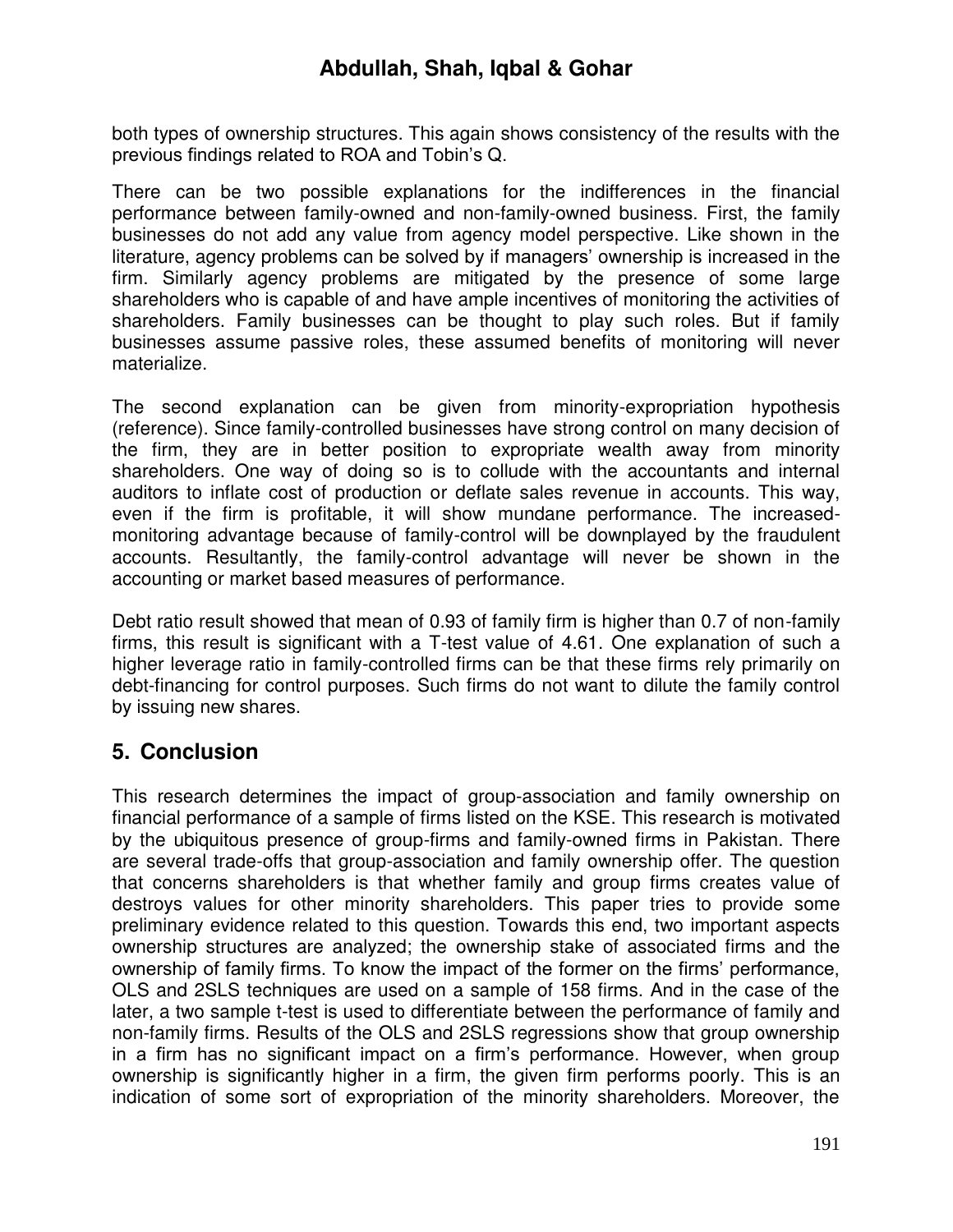both types of ownership structures. This again shows consistency of the results with the previous findings related to ROA and Tobin's Q.

There can be two possible explanations for the indifferences in the financial performance between family-owned and non-family-owned business. First, the family businesses do not add any value from agency model perspective. Like shown in the literature, agency problems can be solved by if managers' ownership is increased in the firm. Similarly agency problems are mitigated by the presence of some large shareholders who is capable of and have ample incentives of monitoring the activities of shareholders. Family businesses can be thought to play such roles. But if family businesses assume passive roles, these assumed benefits of monitoring will never materialize.

The second explanation can be given from minority-expropriation hypothesis (reference). Since family-controlled businesses have strong control on many decision of the firm, they are in better position to expropriate wealth away from minority shareholders. One way of doing so is to collude with the accountants and internal auditors to inflate cost of production or deflate sales revenue in accounts. This way, even if the firm is profitable, it will show mundane performance. The increased-monitoring advantage because of family-control will be downplayed by the fraudulent accounts. Resultantly, the family-control advantage will never be shown in the accounting or market based measures of performance.

Debt ratio result showed that mean of 0.93 of family firm is higher than 0.7 of non-family firms, this result is significant with a T-test value of 4.61. One explanation of such a higher leverage ratio in family-controlled firms can be that these firms rely primarily on debt-financing for control purposes. Such firms do not want to dilute the family control by issuing new shares.

## 5. Conclusion

This research determines the impact of group-association and family ownership on financial performance of a sample of firms listed on the KSE. This research is motivated by the ubiquitous presence of group-firms and family-owned firms in Pakistan. There are several trade-offs that group-association and family ownership offer. The question that concerns shareholders is that whether family and group firms creates value of destroys values for other minority shareholders. This paper tries to provide some preliminary evidence related to this question. Towards this end, two important aspects ownership structures are analyzed; the ownership stake of associated firms and the ownership of family firms. To know the impact of the former on the firms' performance, OLS and 2SLS techniques are used on a sample of 158 firms. And in the case of the later, a two sample t-test is used to differentiate between the performance of family and non-family firms. Results of the OLS and 2SLS regressions show that group ownership in a firm has no significant impact on a firm's performance. However, when group ownership is significantly higher in a firm, the given firm performs poorly. This is an indication of some sort of expropriation of the minority shareholders. Moreover, the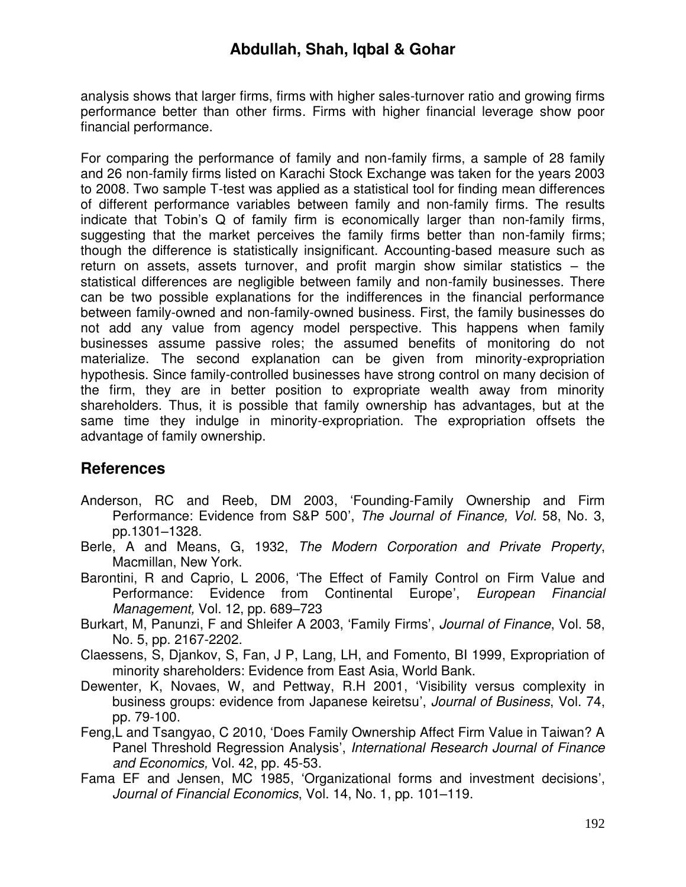analysis shows that larger firms, firms with higher sales-turnover ratio and growing firms performance better than other firms. Firms with higher financial leverage show poor financial performance.

For comparing the performance of family and non-family firms, a sample of 28 family and 26 non-family firms listed on Karachi Stock Exchange was taken for the years 2003 to 2008. Two sample T-test was applied as a statistical tool for finding mean differences of different performance variables between family and non-family firms. The results indicate that Tobin's Q of family firm is economically larger than non-family firms, suggesting that the market perceives the family firms better than non-family firms; though the difference is statistically insignificant. Accounting-based measure such as return on assets, assets turnover, and profit margin show similar statistics – the statistical differences are negligible between family and non-family businesses. There can be two possible explanations for the indifferences in the financial performance between family-owned and non-family-owned business. First, the family businesses do not add any value from agency model perspective. This happens when family businesses assume passive roles; the assumed benefits of monitoring do not materialize. The second explanation can be given from minority-expropriation hypothesis. Since family-controlled businesses have strong control on many decision of the firm, they are in better position to expropriate wealth away from minority shareholders. Thus, it is possible that family ownership has advantages, but at the same time they indulge in minority-expropriation. The expropriation offsets the advantage of family ownership.

## References

Anderson, RC and Reeb, DM 2003, 'Founding-Family Ownership and Firm Performance: Evidence from S&P 500', *The Journal of Finance, Vol.* 58, No. 3, pp.1301–1328.

Berle, A and Means, G, 1932, *The Modern Corporation and Private Property*, Macmillan, New York.

Barontini, R and Caprio, L 2006, 'The Effect of Family Control on Firm Value and Performance: Evidence from Continental Europe', *European Financial Management,* Vol. 12, pp. 689–723

Burkart, M, Panunzi, F and Shleifer A 2003, 'Family Firms', *Journal of Finance*, Vol. 58, No. 5, pp. 2167-2202.

Claessens, S, Djankov, S, Fan, J P, Lang, LH, and Fomento, BI 1999, Expropriation of minority shareholders: Evidence from East Asia, World Bank.

Dewenter, K, Novaes, W, and Pettway, R.H 2001, 'Visibility versus complexity in business groups: evidence from Japanese keiretsu', *Journal of Business*, Vol. 74, pp. 79-100.

Feng,L and Tsangyao, C 2010, 'Does Family Ownership Affect Firm Value in Taiwan? A Panel Threshold Regression Analysis', *International Research Journal of Finance and Economics,* Vol. 42, pp. 45-53.

Fama EF and Jensen, MC 1985, 'Organizational forms and investment decisions', *Journal of Financial Economics*, Vol. 14, No. 1, pp. 101–119.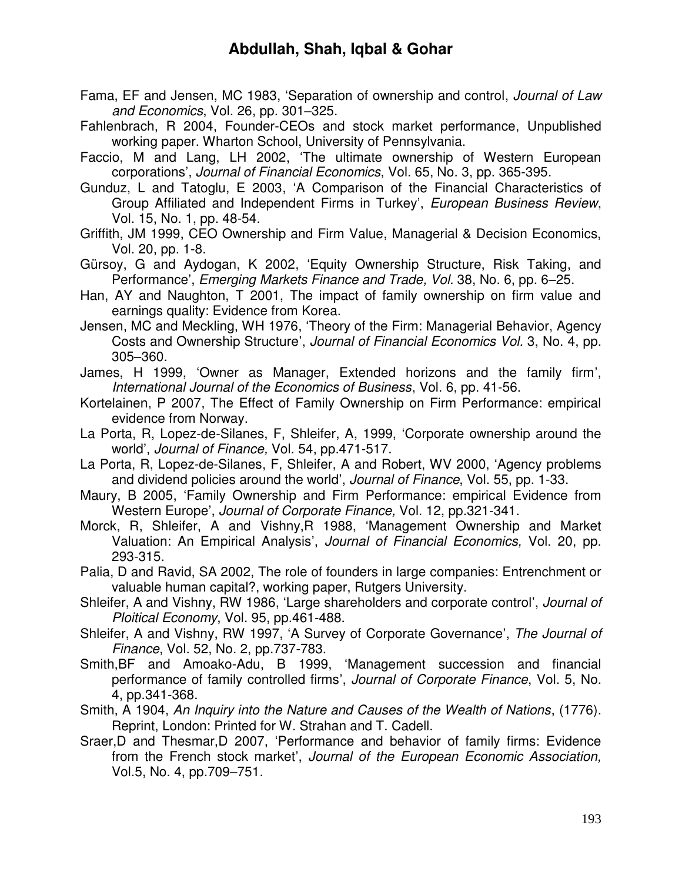Fama, EF and Jensen, MC 1983, 'Separation of ownership and control, *Journal of Law and Economics*, Vol. 26, pp. 301–325.

Fahlenbrach, R 2004, Founder-CEOs and stock market performance, Unpublished working paper. Wharton School, University of Pennsylvania.

Faccio, M and Lang, LH 2002, 'The ultimate ownership of Western European corporations', *Journal of Financial Economics*, Vol. 65, No. 3, pp. 365-395.

Gunduz, L and Tatoglu, E 2003, 'A Comparison of the Financial Characteristics of Group Affiliated and Independent Firms in Turkey', *European Business Review*, Vol. 15, No. 1, pp. 48-54.

Griffith, JM 1999, CEO Ownership and Firm Value, Managerial & Decision Economics, Vol. 20, pp. 1-8.

Gürsoy, G and Aydogan, K 2002, 'Equity Ownership Structure, Risk Taking, and Performance', *Emerging Markets Finance and Trade, Vol.* 38, No. 6, pp. 6–25.

Han, AY and Naughton, T 2001, The impact of family ownership on firm value and earnings quality: Evidence from Korea.

Jensen, MC and Meckling, WH 1976, 'Theory of the Firm: Managerial Behavior, Agency Costs and Ownership Structure', *Journal of Financial Economics Vol.* 3, No. 4, pp. 305–360.

James, H 1999, 'Owner as Manager, Extended horizons and the family firm', *International Journal of the Economics of Business*, Vol. 6, pp. 41-56.

Kortelainen, P 2007, The Effect of Family Ownership on Firm Performance: empirical evidence from Norway.

La Porta, R, Lopez-de-Silanes, F, Shleifer, A, 1999, 'Corporate ownership around the world', *Journal of Finance,* Vol. 54, pp.471-517.

La Porta, R, Lopez-de-Silanes, F, Shleifer, A and Robert, WV 2000, 'Agency problems and dividend policies around the world', *Journal of Finance*, Vol. 55, pp. 1-33.

Maury, B 2005, 'Family Ownership and Firm Performance: empirical Evidence from Western Europe', *Journal of Corporate Finance,* Vol. 12, pp.321-341.

Morck, R, Shleifer, A and Vishny,R 1988, 'Management Ownership and Market Valuation: An Empirical Analysis', *Journal of Financial Economics,* Vol. 20, pp. 293-315.

Palia, D and Ravid, SA 2002, The role of founders in large companies: Entrenchment or valuable human capital?, working paper, Rutgers University.

Shleifer, A and Vishny, RW 1986, 'Large shareholders and corporate control', *Journal of Ploitical Economy*, Vol. 95, pp.461-488.

Shleifer, A and Vishny, RW 1997, 'A Survey of Corporate Governance', *The Journal of Finance*, Vol. 52, No. 2, pp.737-783.

Smith,BF and Amoako-Adu, B 1999, 'Management succession and financial performance of family controlled firms', *Journal of Corporate Finance*, Vol. 5, No. 4, pp.341-368.

Smith, A 1904, *An Inquiry into the Nature and Causes of the Wealth of Nations*, (1776). Reprint, London: Printed for W. Strahan and T. Cadell.

Sraer,D and Thesmar,D 2007, 'Performance and behavior of family firms: Evidence from the French stock market', *Journal of the European Economic Association,* Vol.5, No. 4, pp.709–751.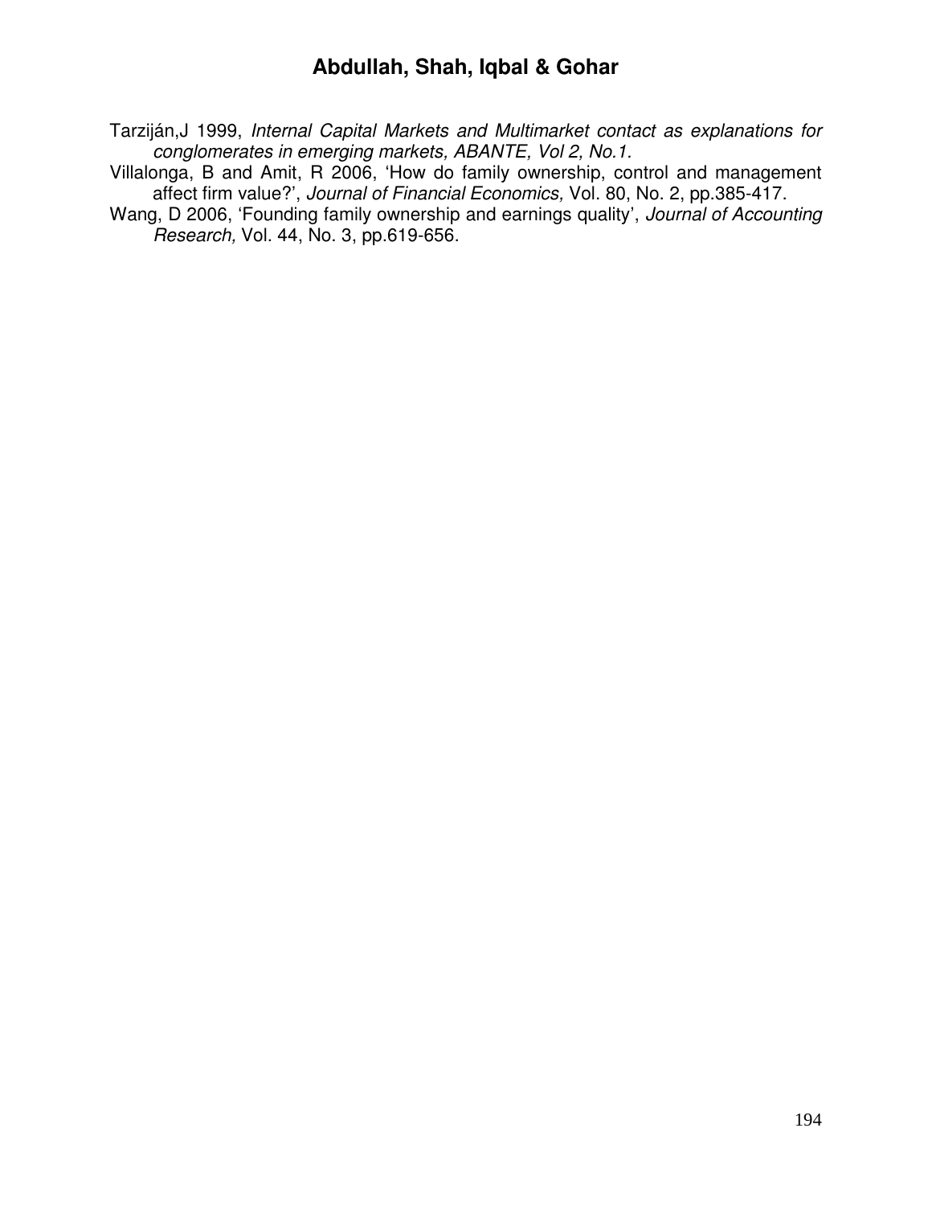Tarziján,J 1999, *Internal Capital Markets and Multimarket contact as explanations for conglomerates in emerging markets, ABANTE, Vol 2, No.1.*

Villalonga, B and Amit, R 2006, 'How do family ownership, control and management affect firm value?', *Journal of Financial Economics,* Vol. 80, No. 2, pp.385-417.

Wang, D 2006, 'Founding family ownership and earnings quality', *Journal of Accounting Research,* Vol. 44, No. 3, pp.619-656.